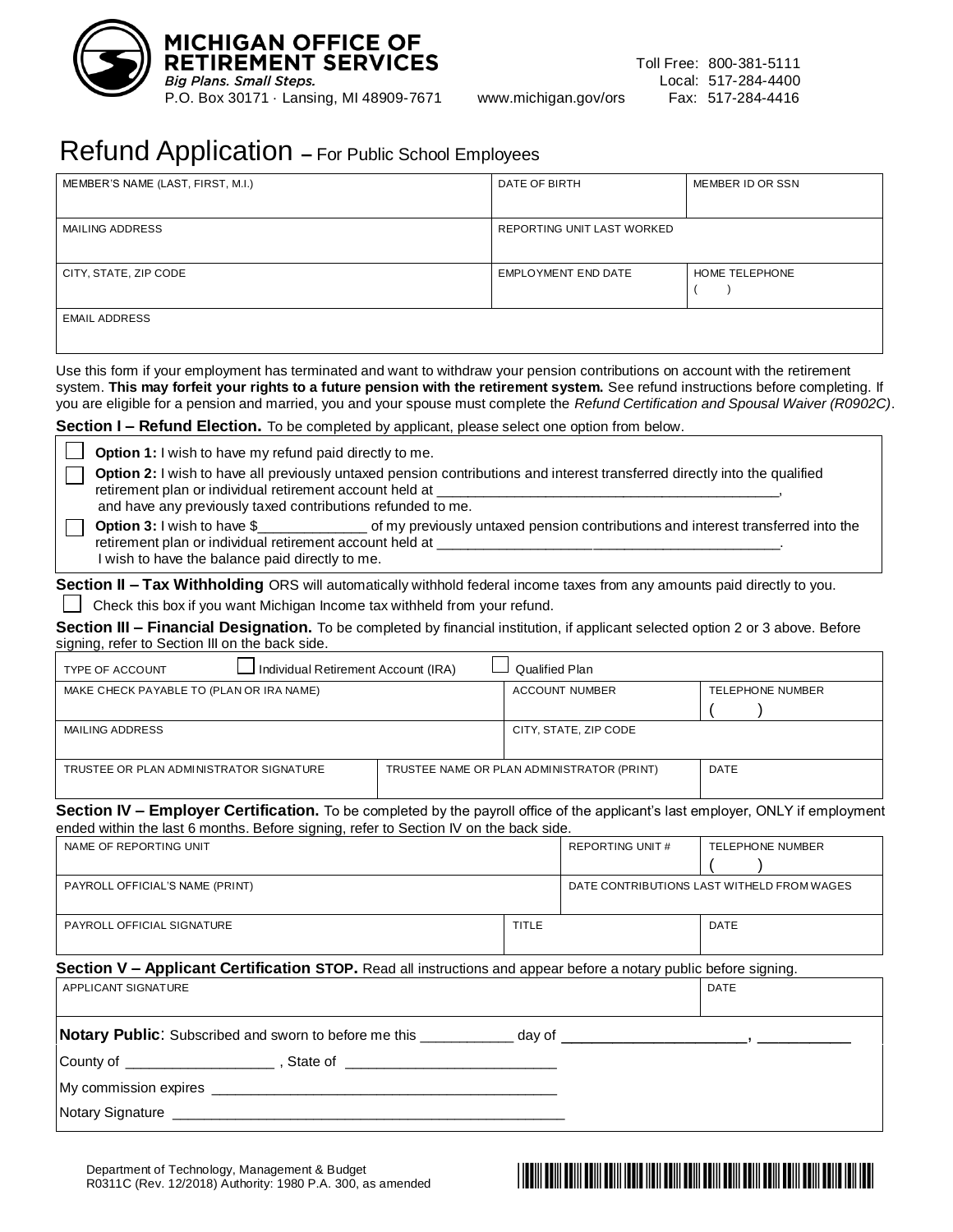**MICHIGAN OFFICE OF RETIREMENT SERVICES**
*Big Plans. Small Steps.*
P.O. Box 30171 · Lansing, MI 48909-7671 www.michigan.gov/ors

Toll Free: 800-381-5111
Local: 517-284-4400
Fax: 517-284-4416

# Refund Application – For Public School Employees

| MEMBER'S NAME (LAST, FIRST, M.I.) | DATE OF BIRTH | MEMBER ID OR SSN |
|---|---|---|
| MAILING ADDRESS | REPORTING UNIT LAST WORKED | |
| CITY, STATE, ZIP CODE | EMPLOYMENT END DATE | HOME TELEPHONE ( ) |
| EMAIL ADDRESS | | |

Use this form if your employment has terminated and want to withdraw your pension contributions on account with the retirement system. **This may forfeit your rights to a future pension with the retirement system.** See refund instructions before completing. If you are eligible for a pension and married, you and your spouse must complete the *Refund Certification and Spousal Waiver (R0902C)*.

**Section I – Refund Election.** To be completed by applicant, please select one option from below.

- ☐ **Option 1:** I wish to have my refund paid directly to me.
- ☐ **Option 2:** I wish to have all previously untaxed pension contributions and interest transferred directly into the qualified retirement plan or individual retirement account held at ____________________________________________, and have any previously taxed contributions refunded to me.
- ☐ **Option 3:** I wish to have $______________ of my previously untaxed pension contributions and interest transferred into the retirement plan or individual retirement account held at ____________________________________________. I wish to have the balance paid directly to me.

**Section II – Tax Withholding** ORS will automatically withhold federal income taxes from any amounts paid directly to you.

- ☐ Check this box if you want Michigan Income tax withheld from your refund.

**Section III – Financial Designation.** To be completed by financial institution, if applicant selected option 2 or 3 above. Before signing, refer to Section III on the back side.

| TYPE OF ACCOUNT ☐ Individual Retirement Account (IRA) ☐ Qualified Plan | | |
|---|---|---|
| MAKE CHECK PAYABLE TO (PLAN OR IRA NAME) | ACCOUNT NUMBER | TELEPHONE NUMBER ( ) |
| MAILING ADDRESS | CITY, STATE, ZIP CODE | |
| TRUSTEE OR PLAN ADMINISTRATOR SIGNATURE | TRUSTEE NAME OR PLAN ADMINISTRATOR (PRINT) | DATE |

**Section IV – Employer Certification.** To be completed by the payroll office of the applicant's last employer, ONLY if employment ended within the last 6 months. Before signing, refer to Section IV on the back side.

| NAME OF REPORTING UNIT | REPORTING UNIT # | TELEPHONE NUMBER ( ) |
|---|---|---|
| PAYROLL OFFICIAL'S NAME (PRINT) | DATE CONTRIBUTIONS LAST WITHELD FROM WAGES | |
| PAYROLL OFFICIAL SIGNATURE | TITLE | DATE |

**Section V – Applicant Certification STOP.** Read all instructions and appear before a notary public before signing.

| APPLICANT SIGNATURE | DATE |
|---|---|

**Notary Public**: Subscribed and sworn to before me this ___________ day of ______________________, ___________

County of __________________ , State of __________________________

My commission expires ___________________________________________

Notary Signature _________________________________________________

Department of Technology, Management & Budget
R0311C (Rev. 12/2018) Authority: 1980 P.A. 300, as amended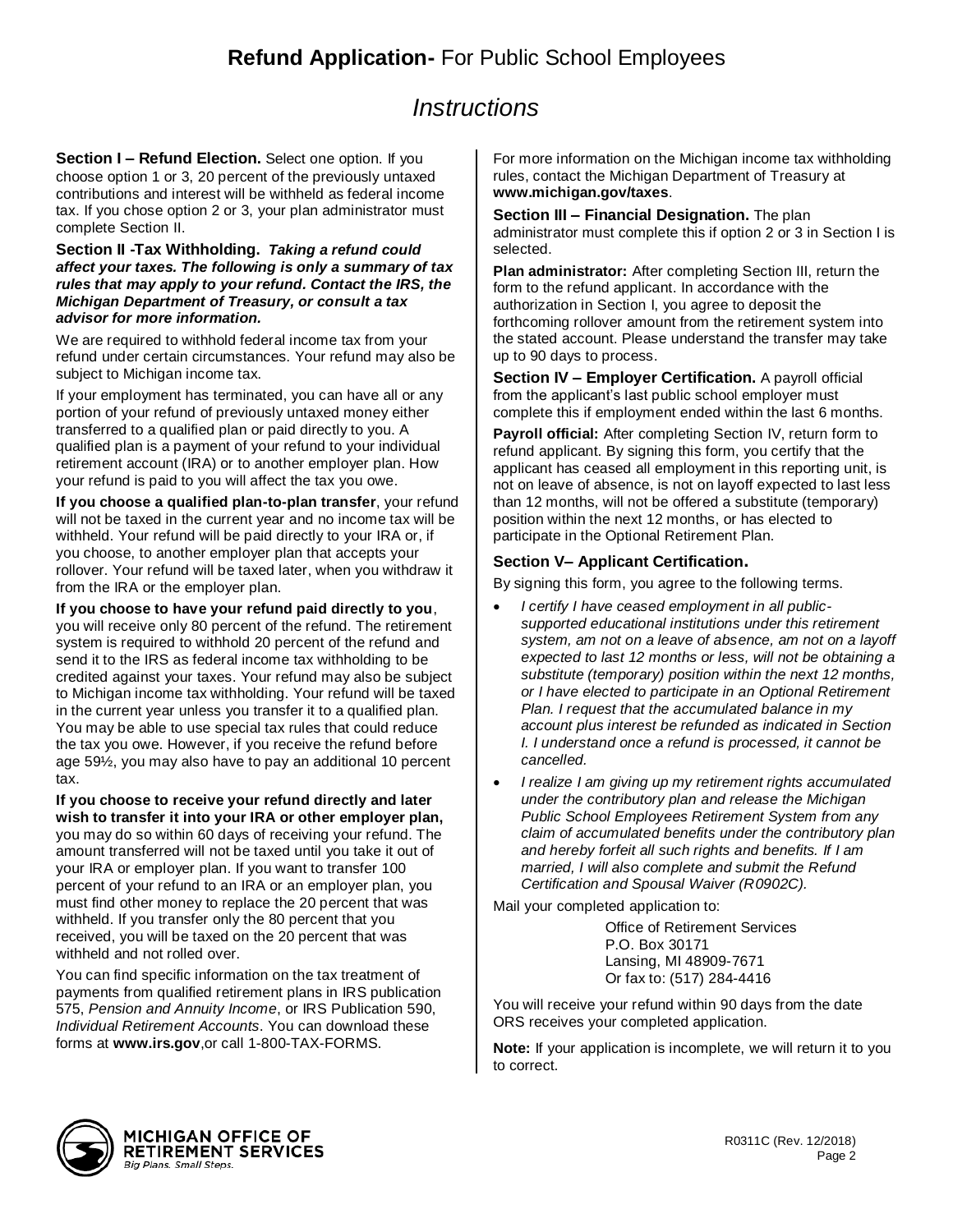# **Refund Application-** For Public School Employees

## *Instructions*

**Section I – Refund Election.** Select one option. If you choose option 1 or 3, 20 percent of the previously untaxed contributions and interest will be withheld as federal income tax. If you chose option 2 or 3, your plan administrator must complete Section II.

**Section II -Tax Withholding.** ***Taking a refund could affect your taxes. The following is only a summary of tax rules that may apply to your refund. Contact the IRS, the Michigan Department of Treasury, or consult a tax advisor for more information.***

We are required to withhold federal income tax from your refund under certain circumstances. Your refund may also be subject to Michigan income tax.

If your employment has terminated, you can have all or any portion of your refund of previously untaxed money either transferred to a qualified plan or paid directly to you. A qualified plan is a payment of your refund to your individual retirement account (IRA) or to another employer plan. How your refund is paid to you will affect the tax you owe.

**If you choose a qualified plan-to-plan transfer**, your refund will not be taxed in the current year and no income tax will be withheld. Your refund will be paid directly to your IRA or, if you choose, to another employer plan that accepts your rollover. Your refund will be taxed later, when you withdraw it from the IRA or the employer plan.

**If you choose to have your refund paid directly to you**, you will receive only 80 percent of the refund. The retirement system is required to withhold 20 percent of the refund and send it to the IRS as federal income tax withholding to be credited against your taxes. Your refund may also be subject to Michigan income tax withholding. Your refund will be taxed in the current year unless you transfer it to a qualified plan. You may be able to use special tax rules that could reduce the tax you owe. However, if you receive the refund before age 59½, you may also have to pay an additional 10 percent tax.

**If you choose to receive your refund directly and later wish to transfer it into your IRA or other employer plan,** you may do so within 60 days of receiving your refund. The amount transferred will not be taxed until you take it out of your IRA or employer plan. If you want to transfer 100 percent of your refund to an IRA or an employer plan, you must find other money to replace the 20 percent that was withheld. If you transfer only the 80 percent that you received, you will be taxed on the 20 percent that was withheld and not rolled over.

You can find specific information on the tax treatment of payments from qualified retirement plans in IRS publication 575, *Pension and Annuity Income*, or IRS Publication 590, *Individual Retirement Accounts*. You can download these forms at **www.irs.gov**,or call 1-800-TAX-FORMS.

For more information on the Michigan income tax withholding rules, contact the Michigan Department of Treasury at **www.michigan.gov/taxes**.

**Section III – Financial Designation.** The plan administrator must complete this if option 2 or 3 in Section I is selected.

**Plan administrator:** After completing Section III, return the form to the refund applicant. In accordance with the authorization in Section I, you agree to deposit the forthcoming rollover amount from the retirement system into the stated account. Please understand the transfer may take up to 90 days to process.

**Section IV – Employer Certification.** A payroll official from the applicant's last public school employer must complete this if employment ended within the last 6 months.

**Payroll official:** After completing Section IV, return form to refund applicant. By signing this form, you certify that the applicant has ceased all employment in this reporting unit, is not on leave of absence, is not on layoff expected to last less than 12 months, will not be offered a substitute (temporary) position within the next 12 months, or has elected to participate in the Optional Retirement Plan.

**Section V– Applicant Certification.**

By signing this form, you agree to the following terms.

- *I certify I have ceased employment in all public-supported educational institutions under this retirement system, am not on a leave of absence, am not on a layoff expected to last 12 months or less, will not be obtaining a substitute (temporary) position within the next 12 months, or I have elected to participate in an Optional Retirement Plan. I request that the accumulated balance in my account plus interest be refunded as indicated in Section I. I understand once a refund is processed, it cannot be cancelled.*
- *I realize I am giving up my retirement rights accumulated under the contributory plan and release the Michigan Public School Employees Retirement System from any claim of accumulated benefits under the contributory plan and hereby forfeit all such rights and benefits. If I am married, I will also complete and submit the Refund Certification and Spousal Waiver (R0902C).*

Mail your completed application to:

Office of Retirement Services
P.O. Box 30171
Lansing, MI 48909-7671
Or fax to: (517) 284-4416

You will receive your refund within 90 days from the date ORS receives your completed application.

**Note:** If your application is incomplete, we will return it to you to correct.

MICHIGAN OFFICE OF RETIREMENT SERVICES
*Big Plans. Small Steps.*

R0311C (Rev. 12/2018)